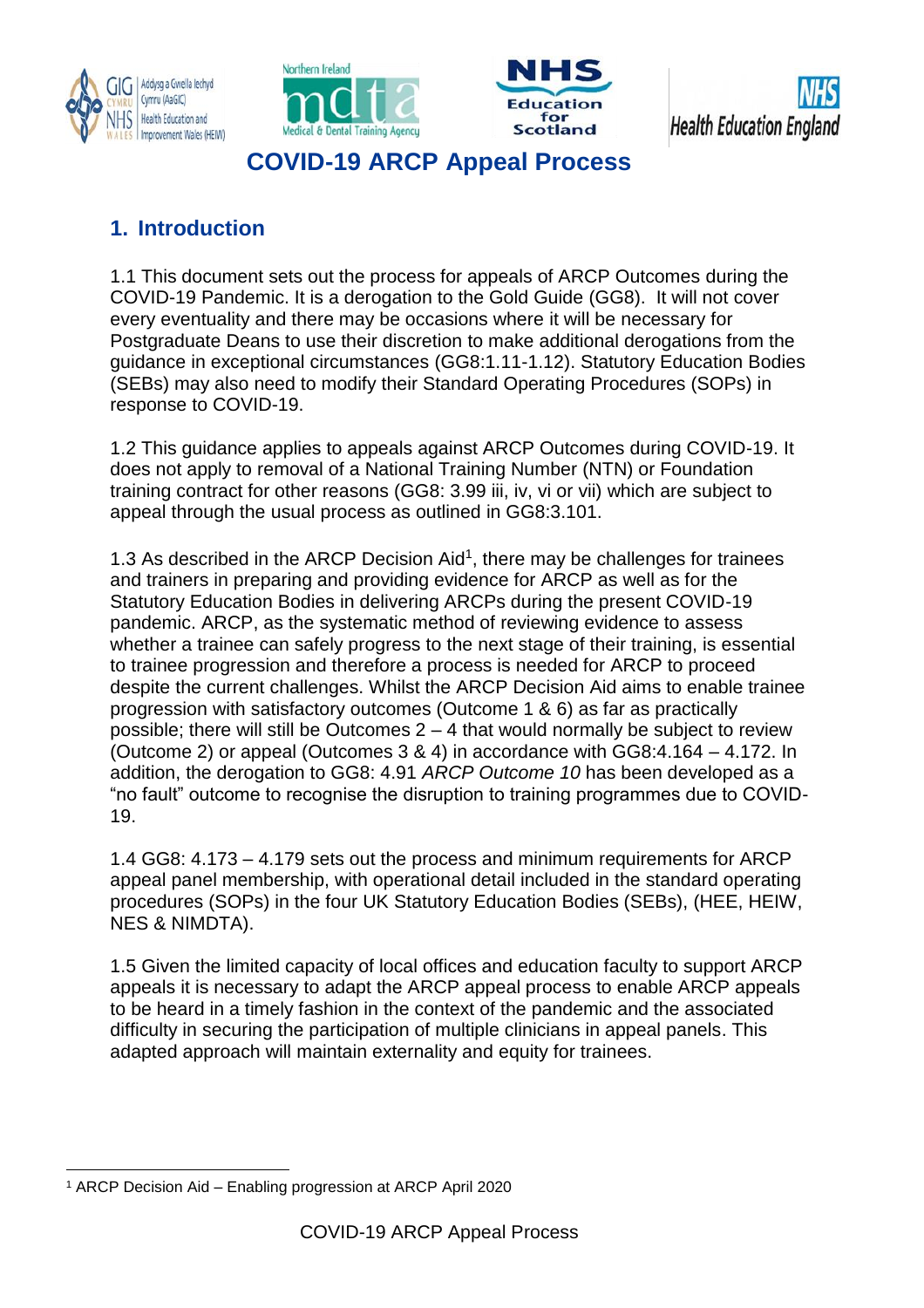# COVID-19 ARCP Appeal Process

## 1. Introduction

1.1 This document sets out the process for appeals of ARCP Outcomes during the COVID-19 Pandemic. It is a derogation to the Gold Guide (GG8). It will not cover every eventuality and there may be occasions where it will be necessary for Postgraduate Deans to use their discretion to make additional derogations from the guidance in exceptional circumstances (GG8:1.11-1.12). Statutory Education Bodies (SEBs) may also need to modify their Standard Operating Procedures (SOPs) in response to COVID-19.

1.2 This guidance applies to appeals against ARCP Outcomes during COVID-19. It does not apply to removal of a National Training Number (NTN) or Foundation training contract for other reasons (GG8: 3.99 iii, iv, vi or vii) which are subject to appeal through the usual process as outlined in GG8:3.101.

1.3 As described in the ARCP Decision Aid[1], there may be challenges for trainees and trainers in preparing and providing evidence for ARCP as well as for the Statutory Education Bodies in delivering ARCPs during the present COVID-19 pandemic. ARCP, as the systematic method of reviewing evidence to assess whether a trainee can safely progress to the next stage of their training, is essential to trainee progression and therefore a process is needed for ARCP to proceed despite the current challenges. Whilst the ARCP Decision Aid aims to enable trainee progression with satisfactory outcomes (Outcome 1 & 6) as far as practically possible; there will still be Outcomes 2 – 4 that would normally be subject to review (Outcome 2) or appeal (Outcomes 3 & 4) in accordance with GG8:4.164 – 4.172. In addition, the derogation to GG8: 4.91 *ARCP Outcome 10* has been developed as a "no fault" outcome to recognise the disruption to training programmes due to COVID-19.

1.4 GG8: 4.173 – 4.179 sets out the process and minimum requirements for ARCP appeal panel membership, with operational detail included in the standard operating procedures (SOPs) in the four UK Statutory Education Bodies (SEBs), (HEE, HEIW, NES & NIMDTA).

1.5 Given the limited capacity of local offices and education faculty to support ARCP appeals it is necessary to adapt the ARCP appeal process to enable ARCP appeals to be heard in a timely fashion in the context of the pandemic and the associated difficulty in securing the participation of multiple clinicians in appeal panels. This adapted approach will maintain externality and equity for trainees.

---

[1] ARCP Decision Aid – Enabling progression at ARCP April 2020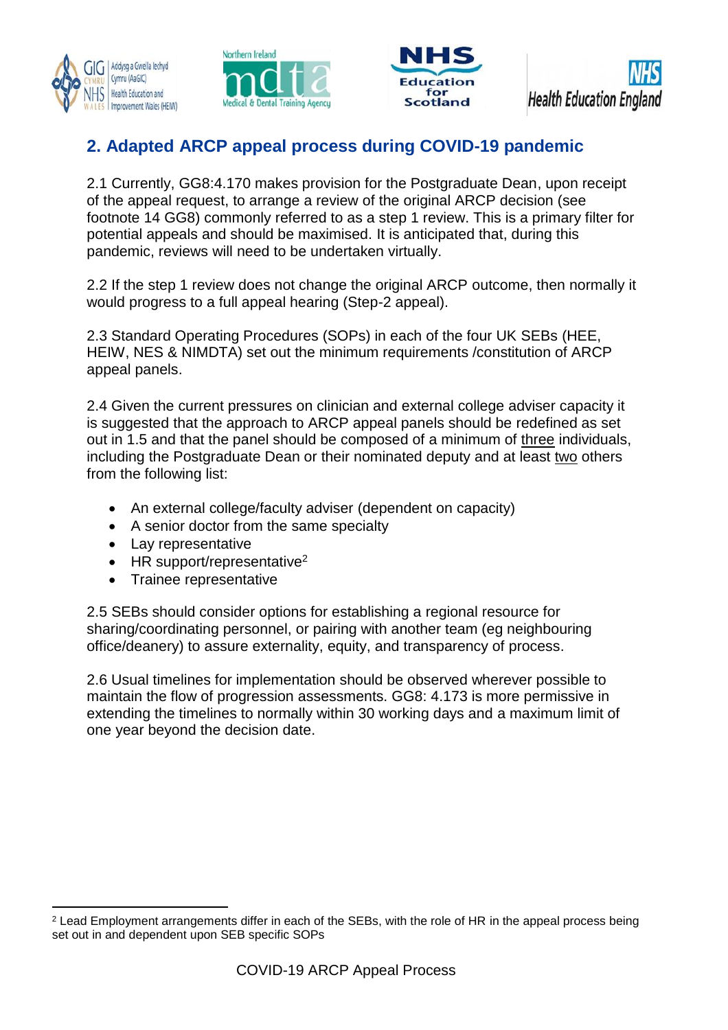## 2. Adapted ARCP appeal process during COVID-19 pandemic

2.1 Currently, GG8:4.170 makes provision for the Postgraduate Dean, upon receipt of the appeal request, to arrange a review of the original ARCP decision (see footnote 14 GG8) commonly referred to as a step 1 review. This is a primary filter for potential appeals and should be maximised. It is anticipated that, during this pandemic, reviews will need to be undertaken virtually.

2.2 If the step 1 review does not change the original ARCP outcome, then normally it would progress to a full appeal hearing (Step-2 appeal).

2.3 Standard Operating Procedures (SOPs) in each of the four UK SEBs (HEE, HEIW, NES & NIMDTA) set out the minimum requirements /constitution of ARCP appeal panels.

2.4 Given the current pressures on clinician and external college adviser capacity it is suggested that the approach to ARCP appeal panels should be redefined as set out in 1.5 and that the panel should be composed of a minimum of <u>three</u> individuals, including the Postgraduate Dean or their nominated deputy and at least <u>two</u> others from the following list:

- An external college/faculty adviser (dependent on capacity)
- A senior doctor from the same specialty
- Lay representative
- HR support/representative[2]
- Trainee representative

2.5 SEBs should consider options for establishing a regional resource for sharing/coordinating personnel, or pairing with another team (eg neighbouring office/deanery) to assure externality, equity, and transparency of process.

2.6 Usual timelines for implementation should be observed wherever possible to maintain the flow of progression assessments. GG8: 4.173 is more permissive in extending the timelines to normally within 30 working days and a maximum limit of one year beyond the decision date.

---

[2] Lead Employment arrangements differ in each of the SEBs, with the role of HR in the appeal process being set out in and dependent upon SEB specific SOPs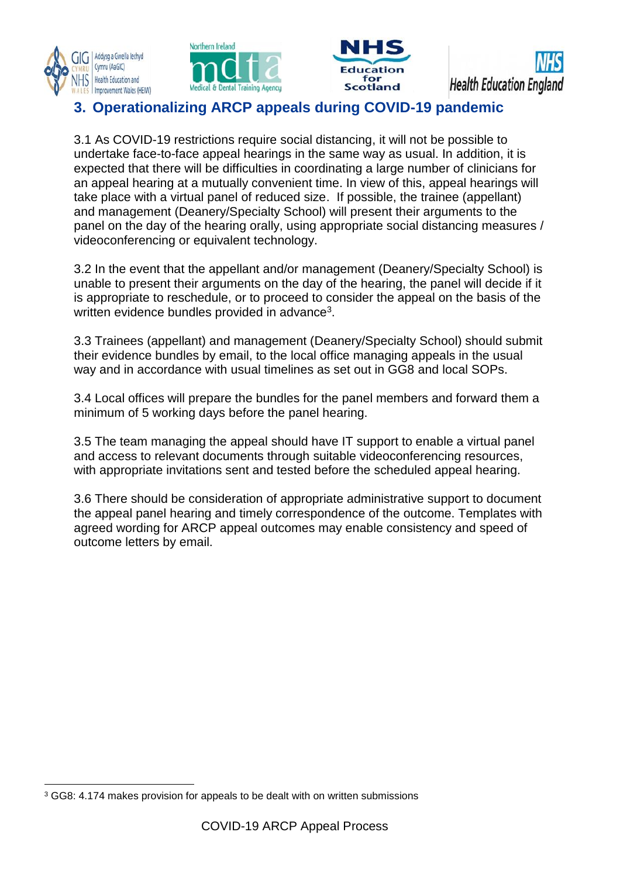## 3. Operationalizing ARCP appeals during COVID-19 pandemic

3.1 As COVID-19 restrictions require social distancing, it will not be possible to undertake face-to-face appeal hearings in the same way as usual. In addition, it is expected that there will be difficulties in coordinating a large number of clinicians for an appeal hearing at a mutually convenient time. In view of this, appeal hearings will take place with a virtual panel of reduced size. If possible, the trainee (appellant) and management (Deanery/Specialty School) will present their arguments to the panel on the day of the hearing orally, using appropriate social distancing measures / videoconferencing or equivalent technology.

3.2 In the event that the appellant and/or management (Deanery/Specialty School) is unable to present their arguments on the day of the hearing, the panel will decide if it is appropriate to reschedule, or to proceed to consider the appeal on the basis of the written evidence bundles provided in advance[3].

3.3 Trainees (appellant) and management (Deanery/Specialty School) should submit their evidence bundles by email, to the local office managing appeals in the usual way and in accordance with usual timelines as set out in GG8 and local SOPs.

3.4 Local offices will prepare the bundles for the panel members and forward them a minimum of 5 working days before the panel hearing.

3.5 The team managing the appeal should have IT support to enable a virtual panel and access to relevant documents through suitable videoconferencing resources, with appropriate invitations sent and tested before the scheduled appeal hearing.

3.6 There should be consideration of appropriate administrative support to document the appeal panel hearing and timely correspondence of the outcome. Templates with agreed wording for ARCP appeal outcomes may enable consistency and speed of outcome letters by email.

---

[3] GG8: 4.174 makes provision for appeals to be dealt with on written submissions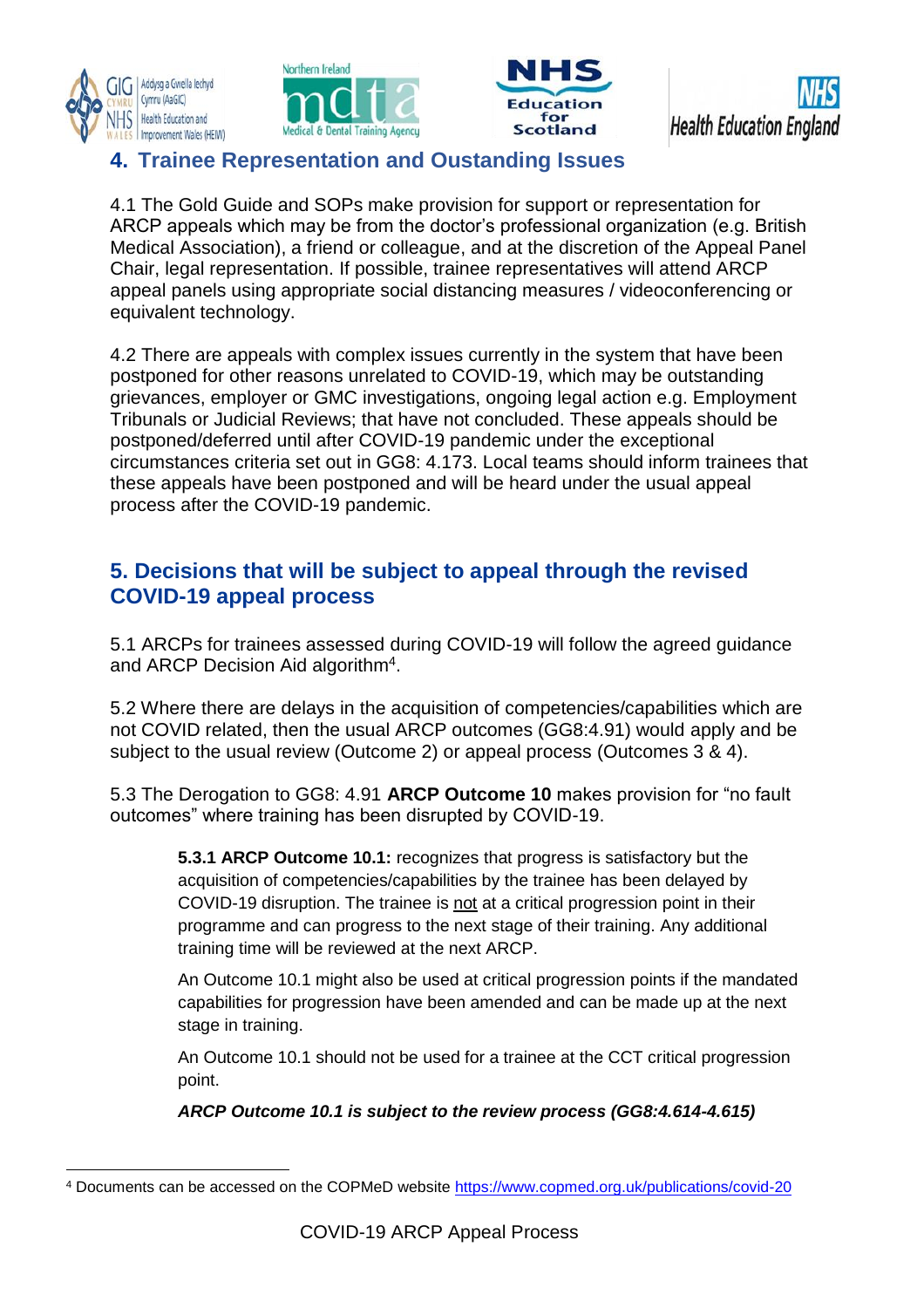## 4. Trainee Representation and Oustanding Issues

4.1 The Gold Guide and SOPs make provision for support or representation for ARCP appeals which may be from the doctor's professional organization (e.g. British Medical Association), a friend or colleague, and at the discretion of the Appeal Panel Chair, legal representation. If possible, trainee representatives will attend ARCP appeal panels using appropriate social distancing measures / videoconferencing or equivalent technology.

4.2 There are appeals with complex issues currently in the system that have been postponed for other reasons unrelated to COVID-19, which may be outstanding grievances, employer or GMC investigations, ongoing legal action e.g. Employment Tribunals or Judicial Reviews; that have not concluded. These appeals should be postponed/deferred until after COVID-19 pandemic under the exceptional circumstances criteria set out in GG8: 4.173. Local teams should inform trainees that these appeals have been postponed and will be heard under the usual appeal process after the COVID-19 pandemic.

## 5. Decisions that will be subject to appeal through the revised COVID-19 appeal process

5.1 ARCPs for trainees assessed during COVID-19 will follow the agreed guidance and ARCP Decision Aid algorithm[4].

5.2 Where there are delays in the acquisition of competencies/capabilities which are not COVID related, then the usual ARCP outcomes (GG8:4.91) would apply and be subject to the usual review (Outcome 2) or appeal process (Outcomes 3 & 4).

5.3 The Derogation to GG8: 4.91 **ARCP Outcome 10** makes provision for "no fault outcomes" where training has been disrupted by COVID-19.

> **5.3.1 ARCP Outcome 10.1:** recognizes that progress is satisfactory but the acquisition of competencies/capabilities by the trainee has been delayed by COVID-19 disruption. The trainee is not at a critical progression point in their programme and can progress to the next stage of their training. Any additional training time will be reviewed at the next ARCP.
>
> An Outcome 10.1 might also be used at critical progression points if the mandated capabilities for progression have been amended and can be made up at the next stage in training.
>
> An Outcome 10.1 should not be used for a trainee at the CCT critical progression point.
>
> ***ARCP Outcome 10.1 is subject to the review process (GG8:4.614-4.615)***

[4] Documents can be accessed on the COPMeD website https://www.copmed.org.uk/publications/covid-20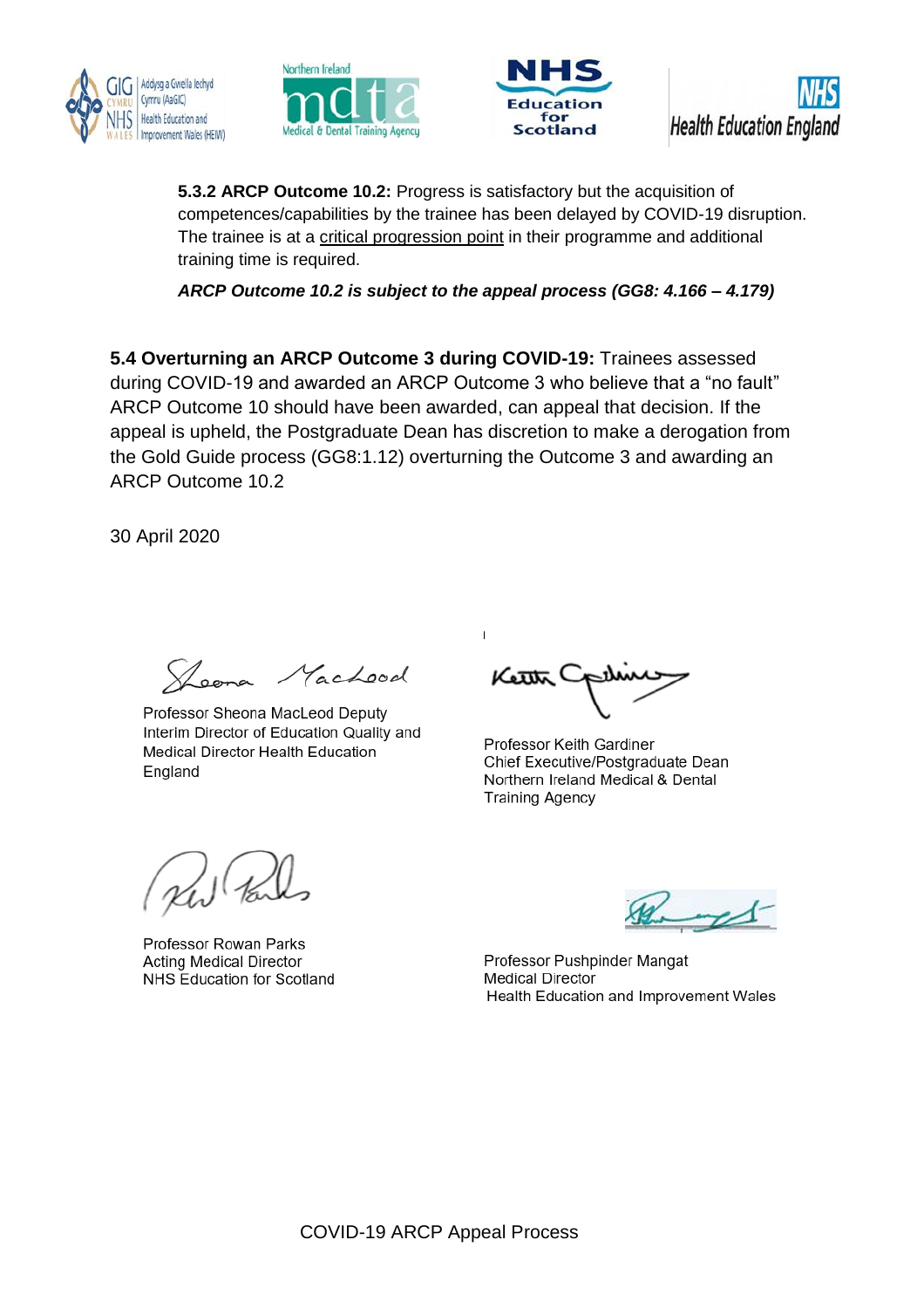**5.3.2 ARCP Outcome 10.2:** Progress is satisfactory but the acquisition of competences/capabilities by the trainee has been delayed by COVID-19 disruption. The trainee is at a critical progression point in their programme and additional training time is required.

***ARCP Outcome 10.2 is subject to the appeal process (GG8: 4.166 – 4.179)***

**5.4 Overturning an ARCP Outcome 3 during COVID-19:** Trainees assessed during COVID-19 and awarded an ARCP Outcome 3 who believe that a "no fault" ARCP Outcome 10 should have been awarded, can appeal that decision. If the appeal is upheld, the Postgraduate Dean has discretion to make a derogation from the Gold Guide process (GG8:1.12) overturning the Outcome 3 and awarding an ARCP Outcome 10.2

30 April 2020

Professor Sheona MacLeod Deputy Interim Director of Education Quality and Medical Director Health Education England

Professor Keith Gardiner
Chief Executive/Postgraduate Dean
Northern Ireland Medical & Dental Training Agency

Professor Rowan Parks
Acting Medical Director
NHS Education for Scotland

Professor Pushpinder Mangat
Medical Director
Health Education and Improvement Wales